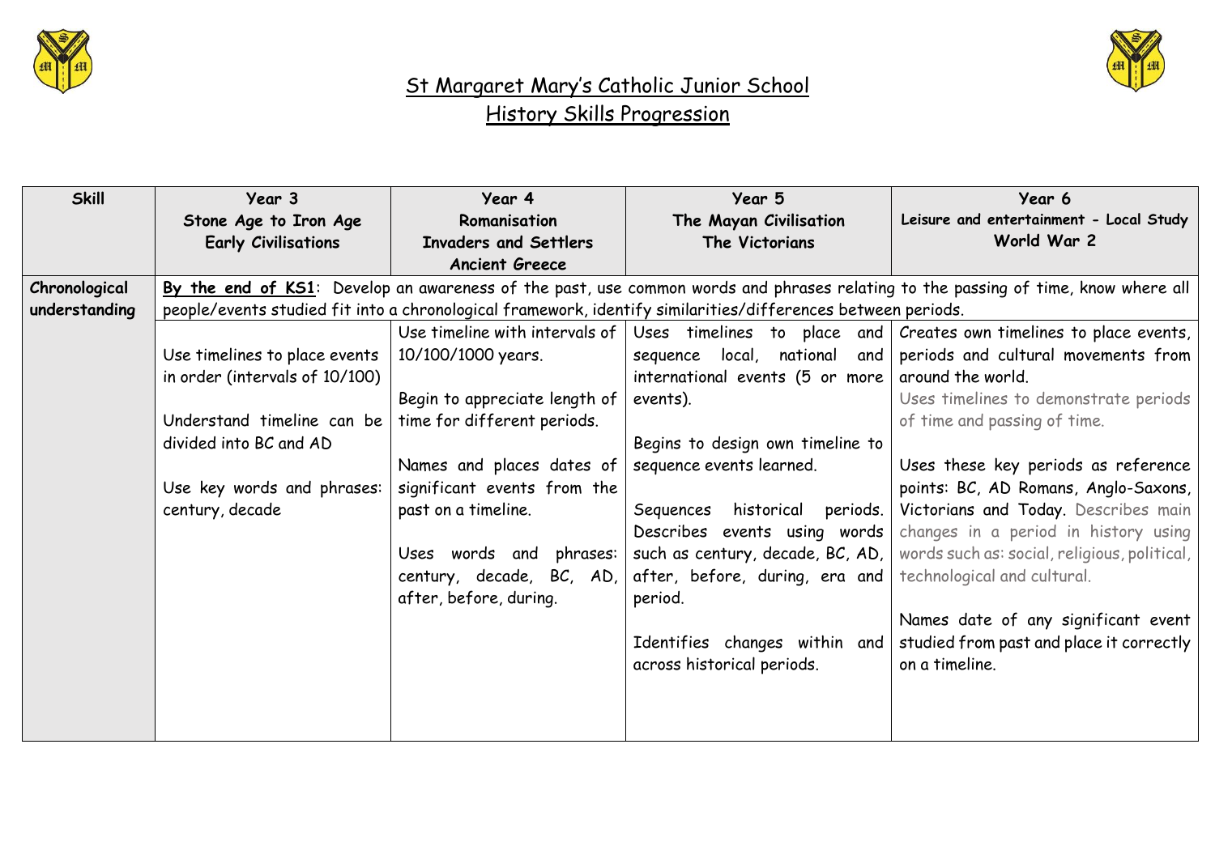# St Margaret Mary's Catholic Junior School

## History Skills Progression

| Skill | Year 3<br>Stone Age to Iron Age<br>Early Civilisations | Year 4<br>Romanisation<br>Invaders and Settlers<br>Ancient Greece | Year 5<br>The Mayan Civilisation<br>The Victorians | Year 6<br>Leisure and entertainment - Local Study<br>World War 2 |
|---|---|---|---|---|
| Chronological understanding | **By the end of KS1**: Develop an awareness of the past, use common words and phrases relating to the passing of time, know where all people/events studied fit into a chronological framework, identify similarities/differences between periods. | | | |
| | Use timelines to place events in order (intervals of 10/100)<br><br>Understand timeline can be divided into BC and AD<br><br>Use key words and phrases: century, decade | Use timeline with intervals of 10/100/1000 years.<br><br>Begin to appreciate length of time for different periods.<br><br>Names and places dates of significant events from the past on a timeline.<br><br>Uses words and phrases: century, decade, BC, AD, after, before, during. | Uses timelines to place and sequence local, national and international events (5 or more events).<br><br>Begins to design own timeline to sequence events learned.<br><br>Sequences historical periods. Describes events using words such as century, decade, BC, AD, after, before, during, era and period.<br><br>Identifies changes within and across historical periods. | Creates own timelines to place events, periods and cultural movements from around the world.<br>Uses timelines to demonstrate periods of time and passing of time.<br><br>Uses these key periods as reference points: BC, AD Romans, Anglo-Saxons, Victorians and Today. Describes main changes in a period in history using words such as: social, religious, political, technological and cultural.<br><br>Names date of any significant event studied from past and place it correctly on a timeline. |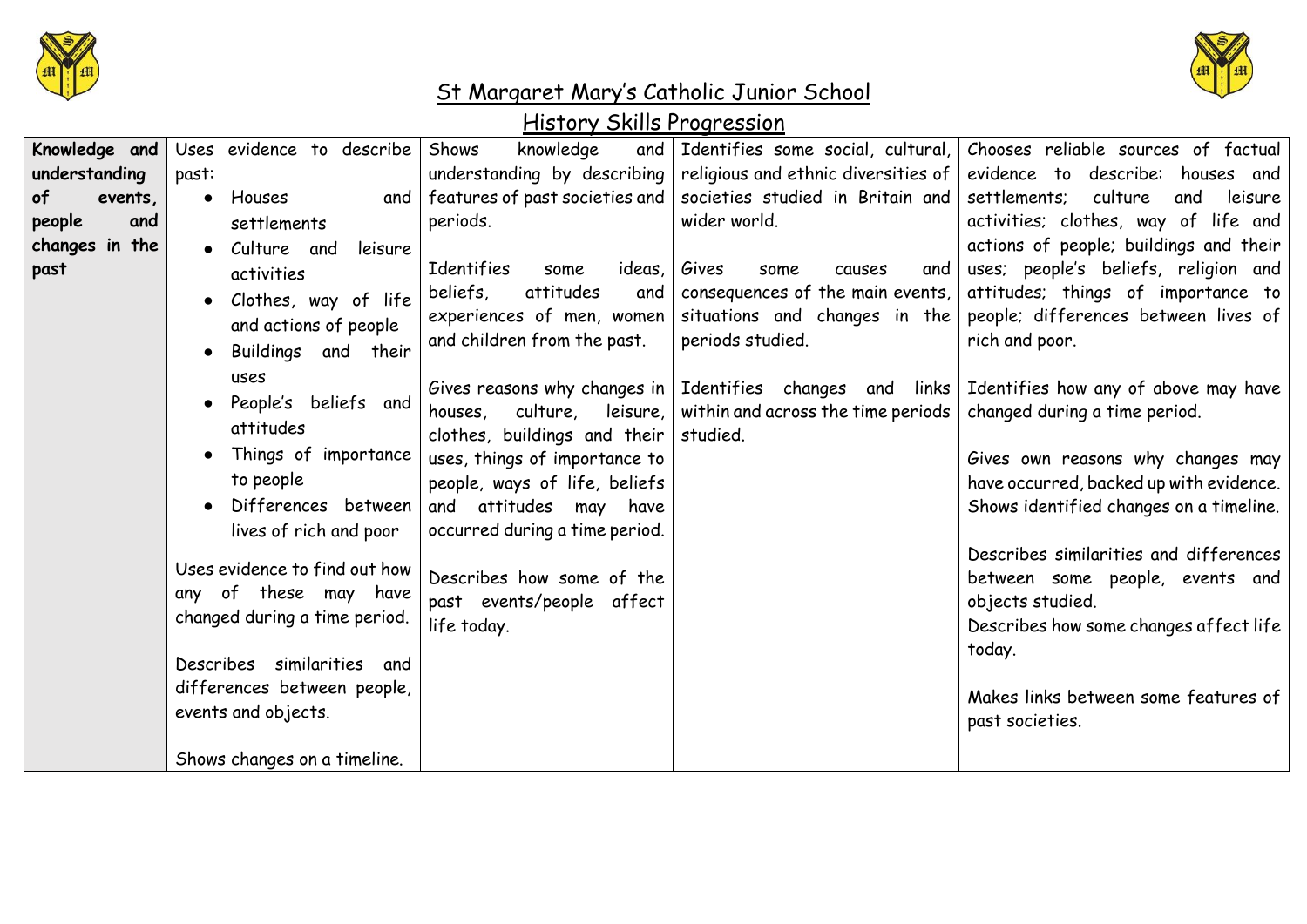# St Margaret Mary's Catholic Junior School

## History Skills Progression

| | | | | |
|---|---|---|---|---|
| **Knowledge and understanding of events, people and changes in the past** | Uses evidence to describe past:<br>• Houses and settlements<br>• Culture and leisure activities<br>• Clothes, way of life and actions of people<br>• Buildings and their uses<br>• People's beliefs and attitudes<br>• Things of importance to people<br>• Differences between lives of rich and poor<br><br>Uses evidence to find out how any of these may have changed during a time period.<br><br>Describes similarities and differences between people, events and objects.<br><br>Shows changes on a timeline. | Shows knowledge and understanding by describing features of past societies and periods.<br><br>Identifies some ideas, beliefs, attitudes and experiences of men, women and children from the past.<br><br>Gives reasons why changes in houses, culture, leisure, clothes, buildings and their uses, things of importance to people, ways of life, beliefs and attitudes may have occurred during a time period.<br><br>Describes how some of the past events/people affect life today. | Identifies some social, cultural, religious and ethnic diversities of societies studied in Britain and wider world.<br><br>Gives some causes and consequences of the main events, situations and changes in the periods studied.<br><br>Identifies changes and links within and across the time periods studied. | Chooses reliable sources of factual evidence to describe: houses and settlements; culture and leisure activities; clothes, way of life and actions of people; buildings and their uses; people's beliefs, religion and attitudes; things of importance to people; differences between lives of rich and poor.<br><br>Identifies how any of above may have changed during a time period.<br><br>Gives own reasons why changes may have occurred, backed up with evidence.<br>Shows identified changes on a timeline.<br><br>Describes similarities and differences between some people, events and objects studied.<br>Describes how some changes affect life today.<br><br>Makes links between some features of past societies. |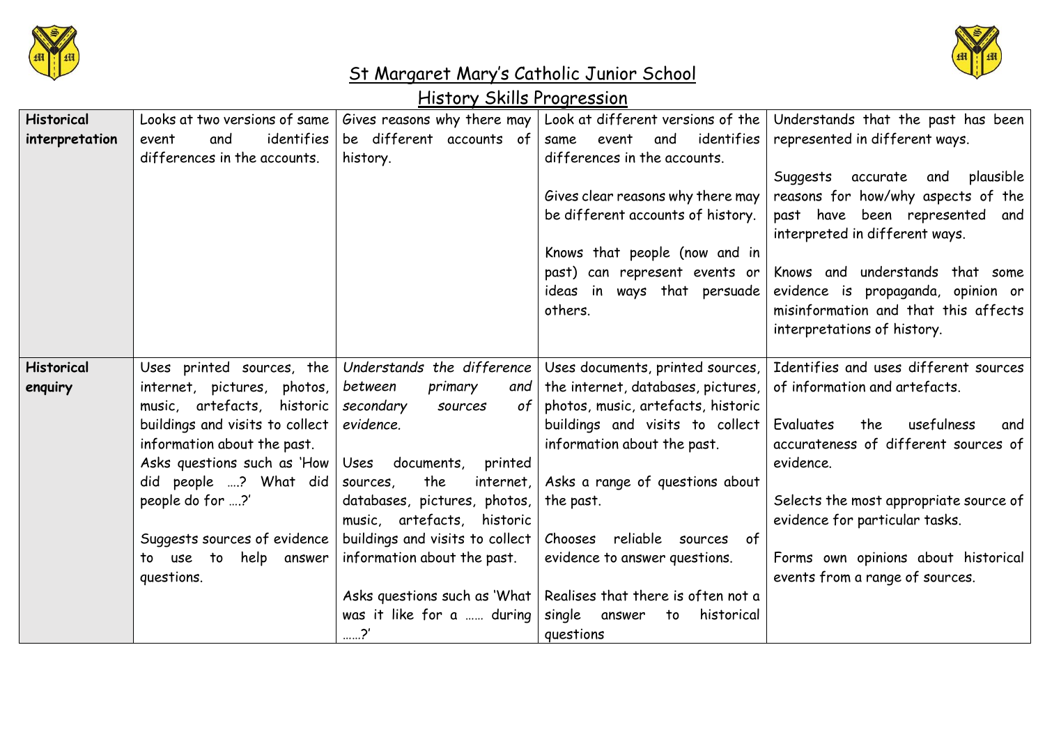# St Margaret Mary's Catholic Junior School

## History Skills Progression

| | | | | |
|---|---|---|---|---|
| **Historical interpretation** | Looks at two versions of same event and identifies differences in the accounts. | Gives reasons why there may be different accounts of history. | Look at different versions of the same event and identifies differences in the accounts.<br><br>Gives clear reasons why there may be different accounts of history.<br><br>Knows that people (now and in past) can represent events or ideas in ways that persuade others. | Understands that the past has been represented in different ways.<br><br>Suggests accurate and plausible reasons for how/why aspects of the past have been represented and interpreted in different ways.<br><br>Knows and understands that some evidence is propaganda, opinion or misinformation and that this affects interpretations of history. |
| **Historical enquiry** | Uses printed sources, the internet, pictures, photos, music, artefacts, historic buildings and visits to collect information about the past.<br>Asks questions such as 'How did people ….? What did people do for ….?'<br><br>Suggests sources of evidence to use to help answer questions. | *Understands the difference between primary and secondary sources of evidence.*<br><br>Uses documents, printed sources, the internet, databases, pictures, photos, music, artefacts, historic buildings and visits to collect information about the past.<br><br>Asks questions such as 'What was it like for a …… during ……?' | Uses documents, printed sources, the internet, databases, pictures, photos, music, artefacts, historic buildings and visits to collect information about the past.<br><br>Asks a range of questions about the past.<br><br>Chooses reliable sources of evidence to answer questions.<br><br>Realises that there is often not a single answer to historical questions | Identifies and uses different sources of information and artefacts.<br><br>Evaluates the usefulness and accurateness of different sources of evidence.<br><br>Selects the most appropriate source of evidence for particular tasks.<br><br>Forms own opinions about historical events from a range of sources. |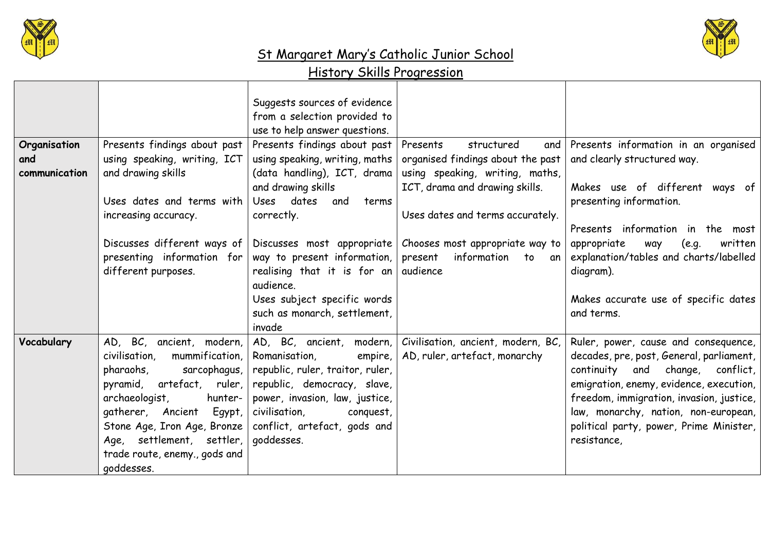# St Margaret Mary's Catholic Junior School

## History Skills Progression

| | | | | |
|---|---|---|---|---|
| | | Suggests sources of evidence from a selection provided to use to help answer questions. | | |
| **Organisation and communication** | Presents findings about past using speaking, writing, ICT and drawing skills<br><br>Uses dates and terms with increasing accuracy.<br><br>Discusses different ways of presenting information for different purposes. | Presents findings about past using speaking, writing, maths (data handling), ICT, drama and drawing skills<br>Uses dates and terms correctly.<br><br>Discusses most appropriate way to present information, realising that it is for an audience.<br>Uses subject specific words such as monarch, settlement, invade | Presents structured and organised findings about the past using speaking, writing, maths, ICT, drama and drawing skills.<br><br>Uses dates and terms accurately.<br><br>Chooses most appropriate way to present information to an audience | Presents information in an organised and clearly structured way.<br><br>Makes use of different ways of presenting information.<br><br>Presents information in the most appropriate way (e.g. written explanation/tables and charts/labelled diagram).<br><br>Makes accurate use of specific dates and terms. |
| **Vocabulary** | AD, BC, ancient, modern, civilisation, mummification, pharaohs, sarcophagus, pyramid, artefact, ruler, archaeologist, hunter-gatherer, Ancient Egypt, Stone Age, Iron Age, Bronze Age, settlement, settler, trade route, enemy., gods and goddesses. | AD, BC, ancient, modern, Romanisation, empire, republic, ruler, traitor, ruler, republic, democracy, slave, power, invasion, law, justice, civilisation, conquest, conflict, artefact, gods and goddesses. | Civilisation, ancient, modern, BC, AD, ruler, artefact, monarchy | Ruler, power, cause and consequence, decades, pre, post, General, parliament, continuity and change, conflict, emigration, enemy, evidence, execution, freedom, immigration, invasion, justice, law, monarchy, nation, non-european, political party, power, Prime Minister, resistance, |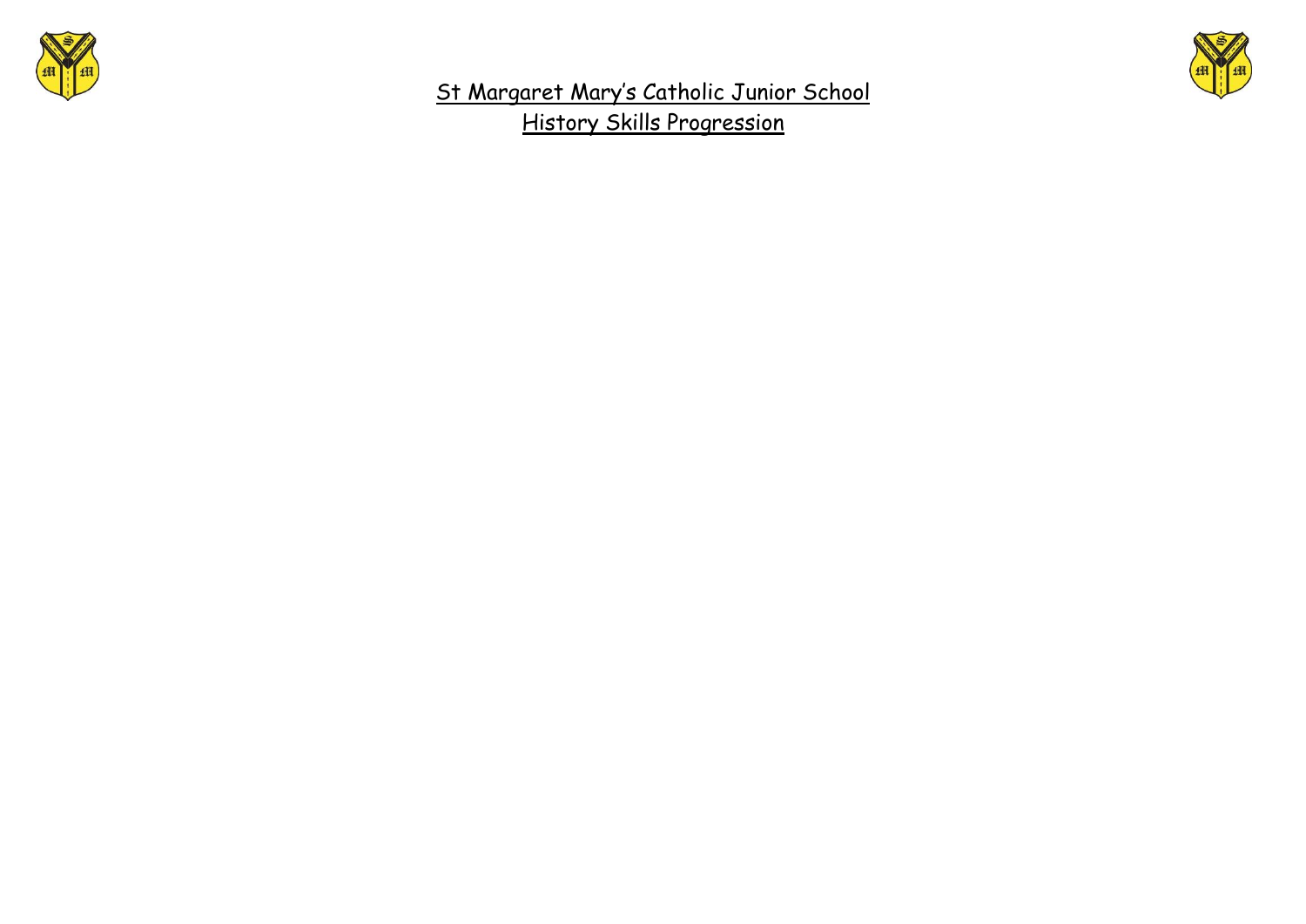St Margaret Mary's Catholic Junior School

History Skills Progression